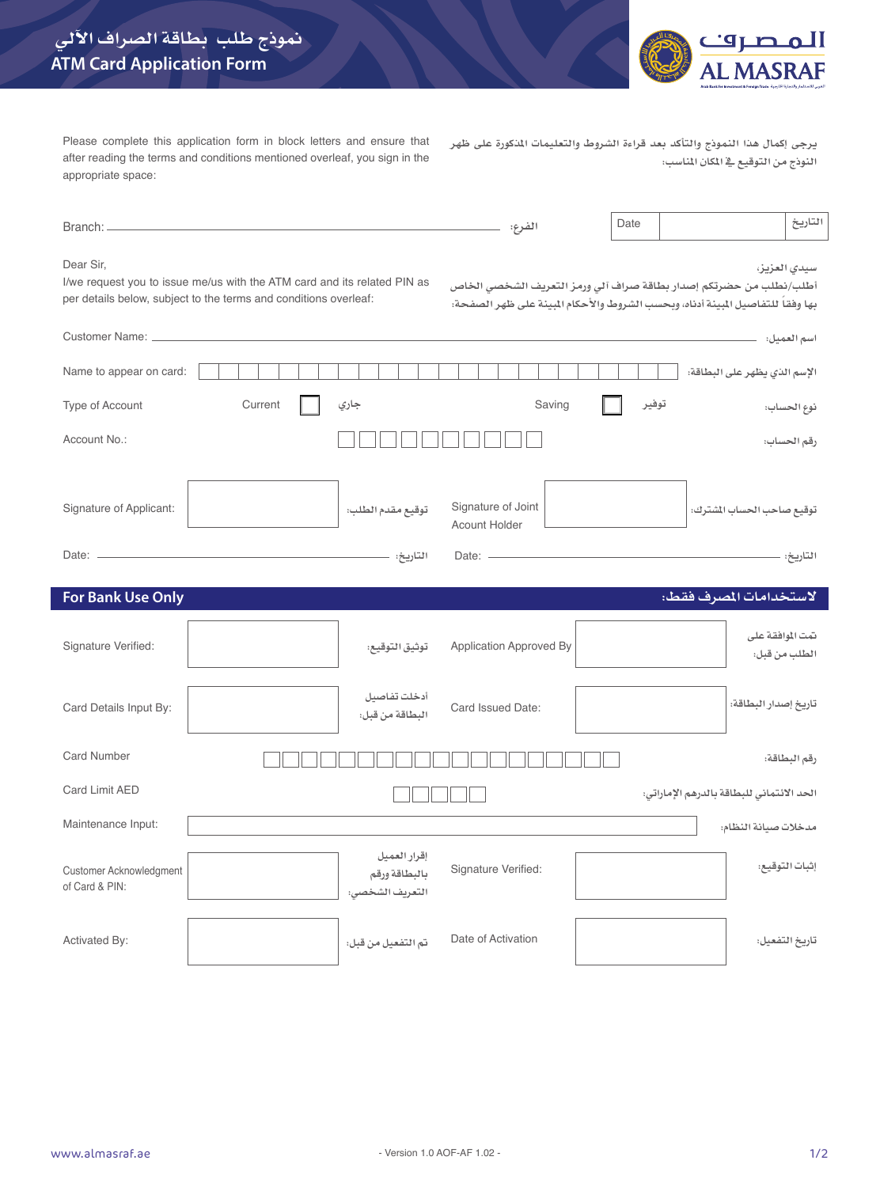# نموذج طلب بطاقة الصراف الآلي
# ATM Card Application Form

المصرف
AL MASRAF

Please complete this application form in block letters and ensure that after reading the terms and conditions mentioned overleaf, you sign in the appropriate space:

يرجى إكمال هذا النموذج والتأكد بعد قراءة الشروط والتعليمات المذكورة على ظهر النوذج من التوقيع في المكان المناسب:

Branch: ______________________ :الفرع | Date | _______ | التاريخ

Dear Sir,
I/we request you to issue me/us with the ATM card and its related PIN as per details below, subject to the terms and conditions overleaf:

سيدي العزيز:
أطلب/نطلب من حضرتكم إصدار بطاقة صراف آلي ورمز التعريف الشخصي الخاص بها وفقاً للتفاصيل المبينة أدناه، وبحسب الشروط والأحكام المبينة على ظهر الصفحة:

Customer Name: ______________________ :اسم العميل

Name to appear on card: ☐☐☐☐☐☐☐☐☐☐☐☐☐☐☐☐☐☐☐☐☐☐☐☐ :الإسم الذي يظهر على البطاقة

Type of Account | Current ☐ جاري | Saving ☐ توفير | :نوع الحساب

Account No.: ☐☐☐☐☐☐☐☐☐☐ :رقم الحساب

| Signature of Applicant: | | :توقيع مقدم الطلب | Signature of Joint Acount Holder | | :توقيع صاحب الحساب المشترك |
|---|---|---|---|---|---|
| Date: ______ | | :التاريخ | Date: ______ | | :التاريخ |

## For Bank Use Only — :لاستخدامات المصرف فقط

| Signature Verified: | | :توثيق التوقيع | Application Approved By | | تمت الموافقة على الطلب من قبل: |
|---|---|---|---|---|---|
| Card Details Input By: | | أدخلت تفاصيل البطاقة من قبل: | Card Issued Date: | | :تاريخ إصدار البطاقة |

Card Number ☐☐☐☐☐☐☐☐☐☐☐☐☐☐☐☐☐☐☐ :رقم البطاقة

Card Limit AED ☐☐☐☐☐ :الحد الائتماني للبطاقة بالدرهم الإماراتي

Maintenance Input: ______________________ :مدخلات صيانة النظام

| Customer Acknowledgment of Card & PIN: | | إقرار العميل بالبطاقة ورقم التعريف الشخصي: | Signature Verified: | | :إثبات التوقيع |
|---|---|---|---|---|---|
| Activated By: | | :تم التفعيل من قبل | Date of Activation | | :تاريخ التفعيل |

www.almasraf.ae

- Version 1.0 AOF-AF 1.02 -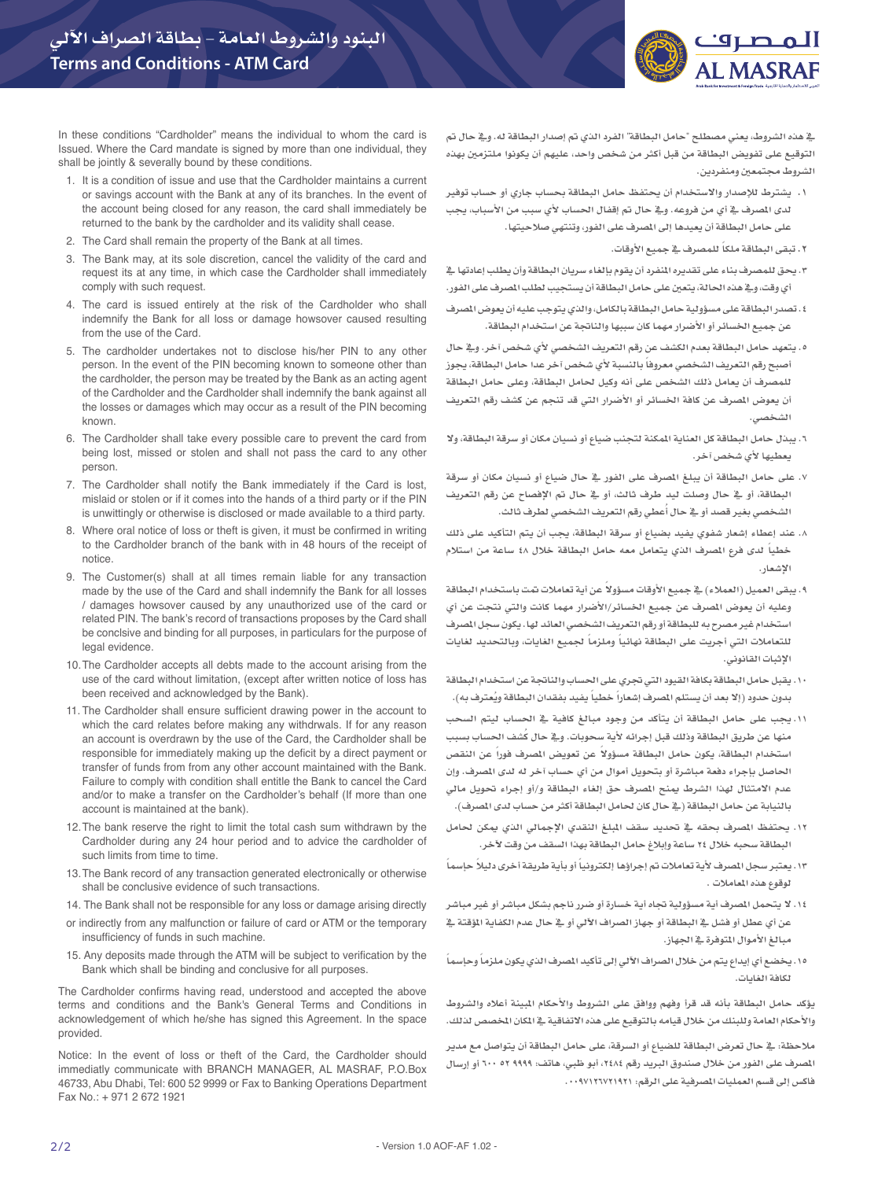# البنود والشروط العامة – بطاقة الصراف الآلي
# Terms and Conditions - ATM Card

In these conditions "Cardholder" means the individual to whom the card is Issued. Where the Card mandate is signed by more than one individual, they shall be jointly & severally bound by these conditions.

1. It is a condition of issue and use that the Cardholder maintains a current or savings account with the Bank at any of its branches. In the event of the account being closed for any reason, the card shall immediately be returned to the bank by the cardholder and its validity shall cease.
2. The Card shall remain the property of the Bank at all times.
3. The Bank may, at its sole discretion, cancel the validity of the card and request its at any time, in which case the Cardholder shall immediately comply with such request.
4. The card is issued entirely at the risk of the Cardholder who shall indemnify the Bank for all loss or damage howsover caused resulting from the use of the Card.
5. The cardholder undertakes not to disclose his/her PIN to any other person. In the event of the PIN becoming known to someone other than the cardholder, the person may be treated by the Bank as an acting agent of the Cardholder and the Cardholder shall indemnify the bank against all the losses or damages which may occur as a result of the PIN becoming known.
6. The Cardholder shall take every possible care to prevent the card from being lost, missed or stolen and shall not pass the card to any other person.
7. The Cardholder shall notify the Bank immediately if the Card is lost, mislaid or stolen or if it comes into the hands of a third party or if the PIN is unwittingly or otherwise is disclosed or made available to a third party.
8. Where oral notice of loss or theft is given, it must be confirmed in writing to the Cardholder branch of the bank with in 48 hours of the receipt of notice.
9. The Customer(s) shall at all times remain liable for any transaction made by the use of the Card and shall indemnify the Bank for all losses / damages howsover caused by any unauthorized use of the card or related PIN. The bank's record of transactions proposes by the Card shall be conclsive and binding for all purposes, in particulars for the purpose of legal evidence.
10. The Cardholder accepts all debts made to the account arising from the use of the card without limitation, (except after written notice of loss has been received and acknowledged by the Bank).
11. The Cardholder shall ensure sufficient drawing power in the account to which the card relates before making any withdrawals. If for any reason an account is overdrawn by the use of the Card, the Cardholder shall be responsible for immediately making up the deficit by a direct payment or transfer of funds from from any other account maintained with the Bank. Failure to comply with condition shall entitle the Bank to cancel the Card and/or to make a transfer on the Cardholder's behalf (If more than one account is maintained at the bank).
12. The bank reserve the right to limit the total cash sum withdrawn by the Cardholder during any 24 hour period and to advice the cardholder of such limits from time to time.
13. The Bank record of any transaction generated electronically or otherwise shall be conclusive evidence of such transactions.
14. The Bank shall not be responsible for any loss or damage arising directly or indirectly from any malfunction or failure of card or ATM or the temporary insufficiency of funds in such machine.
15. Any deposits made through the ATM will be subject to verification by the Bank which shall be binding and conclusive for all purposes.

The Cardholder confirms having read, understood and accepted the above terms and conditions and the Bank's General Terms and Conditions in acknowledgement of which he/she has signed this Agreement. In the space provided.

Notice: In the event of loss or theft of the Card, the Cardholder should immediatly communicate with BRANCH MANAGER, AL MASRAF, P.O.Box 46733, Abu Dhabi, Tel: 600 52 9999 or Fax to Banking Operations Department Fax No.: + 971 2 672 1921

في هذه الشروط، يعني مصطلح "حامل البطاقة" الفرد الذي تم إصدار البطاقة له. وفي حال تم التوقيع على تفويض البطاقة من قبل أكثر من شخص واحد، عليهم أن يكونوا ملتزمين بهذه الشروط مجتمعين ومنفردين.

١. يشترط للإصدار والاستخدام أن يحتفظ حامل البطاقة بحساب جاري أو حساب توفير لدى المصرف في أي من فروعه. وفي حال تم إقفال الحساب لأي سبب من الأسباب، يجب على حامل البطاقة أن يعيدها إلى المصرف على الفور، وتنتهي صلاحيتها.

٢. تبقى البطاقة ملكاً للمصرف في جميع الأوقات.

٣. يحق للمصرف بناء على تقديره المنفرد أن يقوم بإلغاء سريان البطاقة وأن يطلب إعادتها في أي وقت، وفي هذه الحالة، يتعين على حامل البطاقة أن يستجيب لطلب المصرف على الفور.

٤. تصدر البطاقة على مسؤولية حامل البطاقة بالكامل، والذي يتوجب عليه أن يعوض المصرف عن جميع الخسائر أو الأضرار مهما كان سببها والناتجة عن استخدام البطاقة.

٥. يتعهد حامل البطاقة بعدم الكشف عن رقم التعريف الشخصي لأي شخص آخر. وفي حال أصبح رقم التعريف الشخصي معروفاً بالنسبة لأي شخص آخر عدا حامل البطاقة، يجوز للمصرف أن يعامل ذلك الشخص على أنه وكيل لحامل البطاقة، وعلى حامل البطاقة أن يعوض المصرف عن كافة الخسائر أو الأضرار التي قد تنجم عن كشف رقم التعريف الشخصي.

٦. يبذل حامل البطاقة كل العناية الممكنة لتجنب ضياع أو نسيان مكان أو سرقة البطاقة، ولا يعطيها لأي شخص آخر.

٧. على حامل البطاقة أن يبلغ المصرف على الفور في حال ضياع أو نسيان مكان أو سرقة البطاقة، أو في حال وصلت ليد طرف ثالث، أو في حال تم الإفصاح عن رقم التعريف الشخصي بغير قصد أو في حال أُعطي رقم التعريف الشخصي لطرف ثالث.

٨. عند إعطاء إشعار شفوي يفيد بضياع أو سرقة البطاقة، يجب أن يتم التأكيد على ذلك خطياً لدى فرع المصرف الذي يتعامل معه حامل البطاقة خلال ٤٨ ساعة من استلام الإشعار.

٩. يبقى العميل (العملاء) في جميع الأوقات مسؤولاً عن أية تعاملات تمت باستخدام البطاقة وعليه أن يعوض المصرف عن جميع الخسائر/الأضرار مهما كانت والتي نتجت عن أي استخدام غير مصرح به للبطاقة أو رقم التعريف الشخصي العائد لها. يكون سجل المصرف للتعاملات التي أجريت على البطاقة نهائياً وملزماً لجميع الغايات، وبالتحديد لغايات الإثبات القانوني.

١٠. يقبل حامل البطاقة بكافة القيود التي تجري على الحساب والناتجة عن استخدام البطاقة بدون حدود (إلا بعد أن يستلم المصرف إشعاراً خطياً يفيد بفقدان البطاقة ويُعترف به).

١١. يجب على حامل البطاقة أن يتأكد من وجود مبالغ كافية في الحساب ليتم السحب منها عن طريق البطاقة وذلك قبل إجرائه لأية سحوبات. وفي حال كُشف الحساب بسبب استخدام البطاقة، يكون حامل البطاقة مسؤولاً عن تعويض المصرف فوراً عن النقص الحاصل بإجراء دفعة مباشرة أو بتحويل أموال من أي حساب آخر له لدى المصرف. وإن عدم الامتثال لهذا الشرط يمنح المصرف حق إلغاء البطاقة و/أو إجراء تحويل مالي بالنيابة عن حامل البطاقة (في حال كان لحامل البطاقة أكثر من حساب لدى المصرف).

١٢. يحتفظ المصرف بحقه في تحديد سقف المبلغ النقدي الإجمالي الذي يمكن لحامل البطاقة سحبه خلال ٢٤ ساعة وإبلاغ حامل البطاقة بهذا السقف من وقت لآخر.

١٣. يعتبر سجل المصرف لأية تعاملات تم إجراؤها إلكترونياً أو بأية طريقة أخرى دليلاً حاسماً لوقوع هذه المعاملات.

١٤. لا يتحمل المصرف أية مسؤولية تجاه أية خسارة أو ضرر ناجم بشكل مباشر أو غير مباشر عن أي عطل أو فشل في البطاقة أو جهاز الصراف الآلي أو في حال عدم الكفاية المؤقتة في مبالغ الأموال المتوفرة في الجهاز.

١٥. يخضع أي إيداع يتم من خلال الصراف الآلي إلى تأكيد المصرف الذي يكون ملزماً وحاسماً لكافة الغايات.

يؤكد حامل البطاقة بأنه قد قرأ وفهم ووافق على الشروط والأحكام المبينة أعلاه والشروط والأحكام العامة للبنك من خلال قيامه بالتوقيع على هذه الاتفاقية في المكان المخصص لذلك.

ملاحظة: في حال تعرض البطاقة للضياع أو السرقة، على حامل البطاقة أن يتواصل مع مدير المصرف على الفور من خلال صندوق البريد رقم ٤٦٧٣٣، أبو ظبي، هاتف: ٩٩٩٩ ٥٢ ٦٠٠ أو إرسال فاكس إلى قسم العمليات المصرفية على الرقم: ٠٠٩٧١٢٦٧٢١٩٢١.

- Version 1.0 AOF-AF 1.02 -